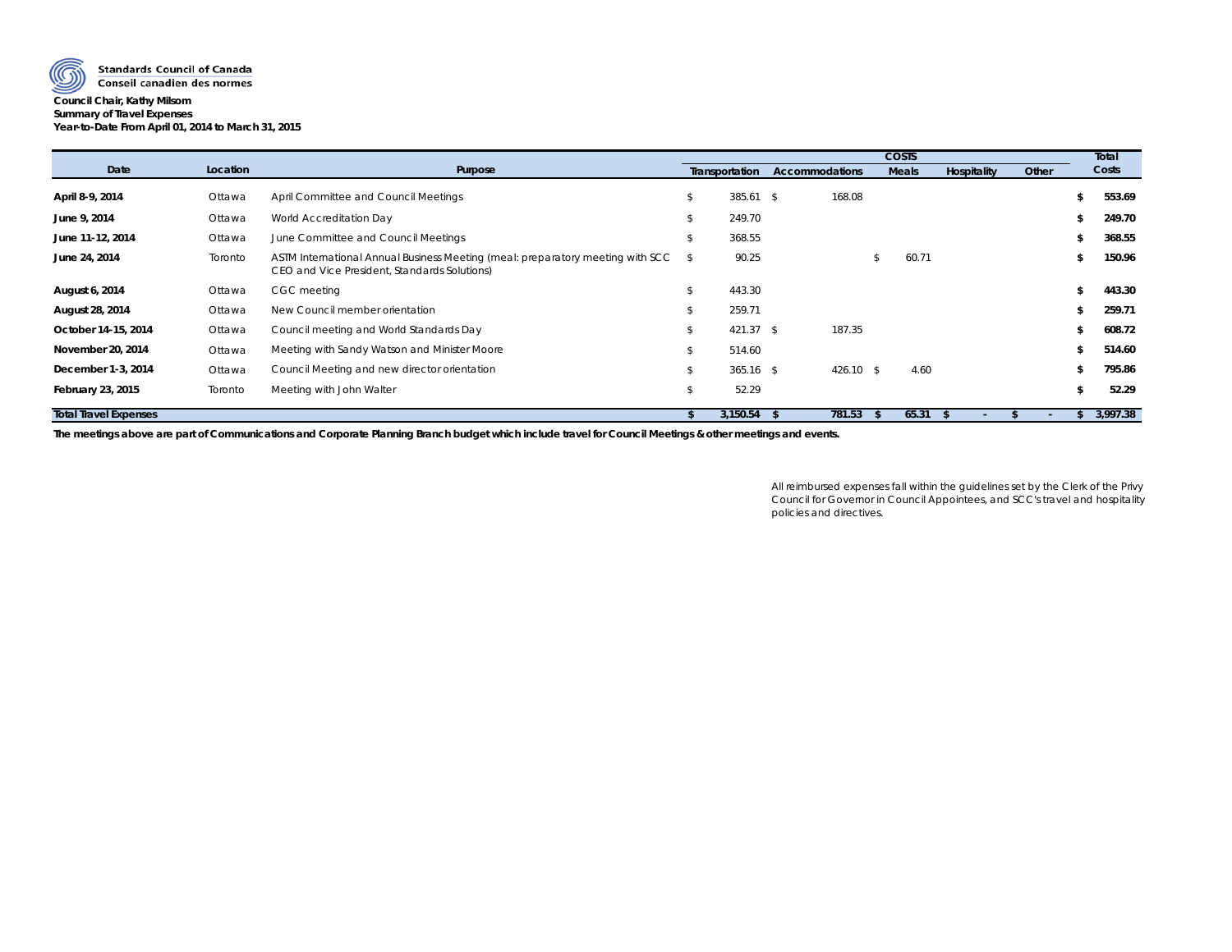Standards Council of Canada
Conseil canadien des normes

**Council Chair, Kathy Milsom**
**Summary of Travel Expenses**
**Year-to-Date From April 01, 2014 to March 31, 2015**

| Date | Location | Purpose | COSTS | | | | | Total Costs |
|---|---|---|---|---|---|---|---|---|
| | | | Transportation | Accommodations | Meals | Hospitality | Other | |
| **April 8-9, 2014** | Ottawa | April Committee and Council Meetings | $ 385.61 | $ 168.08 | | | | **$ 553.69** |
| **June 9, 2014** | Ottawa | World Accreditation Day | $ 249.70 | | | | | **$ 249.70** |
| **June 11-12, 2014** | Ottawa | June Committee and Council Meetings | $ 368.55 | | | | | **$ 368.55** |
| **June 24, 2014** | Toronto | ASTM International Annual Business Meeting (meal: preparatory meeting with SCC CEO and Vice President, Standards Solutions) | $ 90.25 | | $ 60.71 | | | **$ 150.96** |
| **August 6, 2014** | Ottawa | CGC meeting | $ 443.30 | | | | | **$ 443.30** |
| **August 28, 2014** | Ottawa | New Council member orientation | $ 259.71 | | | | | **$ 259.71** |
| **October 14-15, 2014** | Ottawa | Council meeting and World Standards Day | $ 421.37 | $ 187.35 | | | | **$ 608.72** |
| **November 20, 2014** | Ottawa | Meeting with Sandy Watson and Minister Moore | $ 514.60 | | | | | **$ 514.60** |
| **December 1-3, 2014** | Ottawa | Council Meeting and new director orientation | $ 365.16 | $ 426.10 | $ 4.60 | | | **$ 795.86** |
| **February 23, 2015** | Toronto | Meeting with John Walter | $ 52.29 | | | | | **$ 52.29** |
| **Total Travel Expenses** | | | **$ 3,150.54** | **$ 781.53** | **$ 65.31** | **$ -** | **$ -** | **$ 3,997.38** |

**The meetings above are part of Communications and Corporate Planning Branch budget which include travel for Council Meetings & other meetings and events.**

All reimbursed expenses fall within the guidelines set by the Clerk of the Privy Council for Governor in Council Appointees, and SCC's travel and hospitality policies and directives.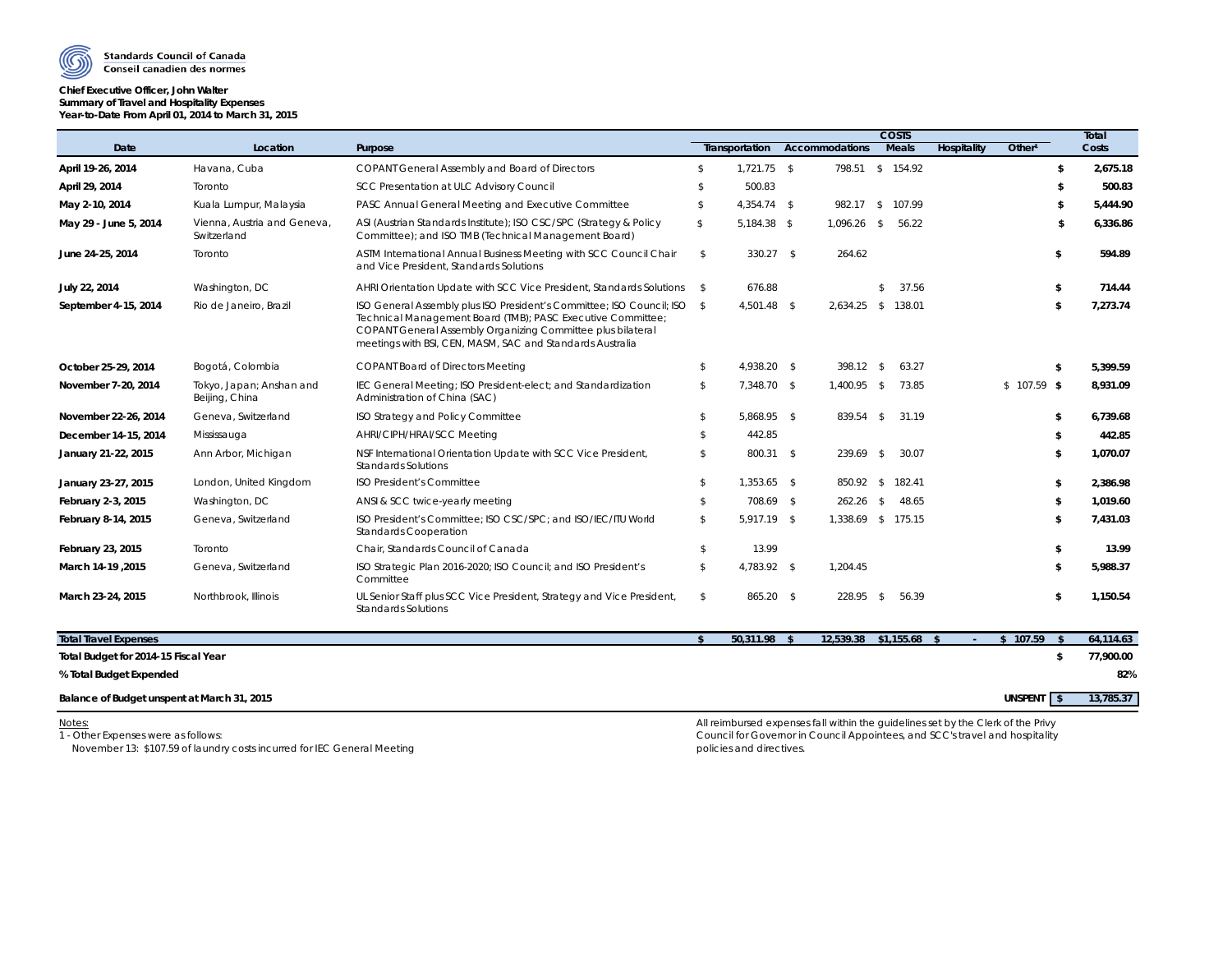Standards Council of Canada
Conseil canadien des normes

**Chief Executive Officer, John Walter**
**Summary of Travel and Hospitality Expenses**
**Year-to-Date From April 01, 2014 to March 31, 2015**

| Date | Location | Purpose | COSTS | | | | | Total Costs |
|---|---|---|---|---|---|---|---|---|
| | | | Transportation | Accommodations | Meals | Hospitality | Other[1] | |
| April 19-26, 2014 | Havana, Cuba | COPANT General Assembly and Board of Directors | $ 1,721.75 | $ 798.51 | $ 154.92 | | | $ 2,675.18 |
| April 29, 2014 | Toronto | SCC Presentation at ULC Advisory Council | $ 500.83 | | | | | $ 500.83 |
| May 2-10, 2014 | Kuala Lumpur, Malaysia | PASC Annual General Meeting and Executive Committee | $ 4,354.74 | $ 982.17 | $ 107.99 | | | $ 5,444.90 |
| May 29 - June 5, 2014 | Vienna, Austria and Geneva, Switzerland | ASI (Austrian Standards Institute); ISO CSC/SPC (Strategy & Policy Committee); and ISO TMB (Technical Management Board) | $ 5,184.38 | $ 1,096.26 | $ 56.22 | | | $ 6,336.86 |
| June 24-25, 2014 | Toronto | ASTM International Annual Business Meeting with SCC Council Chair and Vice President, Standards Solutions | $ 330.27 | $ 264.62 | | | | $ 594.89 |
| July 22, 2014 | Washington, DC | AHRI Orientation Update with SCC Vice President, Standards Solutions | $ 676.88 | | $ 37.56 | | | $ 714.44 |
| September 4-15, 2014 | Rio de Janeiro, Brazil | ISO General Assembly plus ISO President's Committee; ISO Council; ISO Technical Management Board (TMB); PASC Executive Committee; COPANT General Assembly Organizing Committee plus bilateral meetings with BSI, CEN, MASM, SAC and Standards Australia | $ 4,501.48 | $ 2,634.25 | $ 138.01 | | | $ 7,273.74 |
| October 25-29, 2014 | Bogotá, Colombia | COPANT Board of Directors Meeting | $ 4,938.20 | $ 398.12 | $ 63.27 | | | $ 5,399.59 |
| November 7-20, 2014 | Tokyo, Japan; Anshan and Beijing, China | IEC General Meeting; ISO President-elect; and Standardization Administration of China (SAC) | $ 7,348.70 | $ 1,400.95 | $ 73.85 | | $ 107.59 | $ 8,931.09 |
| November 22-26, 2014 | Geneva, Switzerland | ISO Strategy and Policy Committee | $ 5,868.95 | $ 839.54 | $ 31.19 | | | $ 6,739.68 |
| December 14-15, 2014 | Mississauga | AHRI/CIPH/HRAI/SCC Meeting | $ 442.85 | | | | | $ 442.85 |
| January 21-22, 2015 | Ann Arbor, Michigan | NSF International Orientation Update with SCC Vice President, Standards Solutions | $ 800.31 | $ 239.69 | $ 30.07 | | | $ 1,070.07 |
| January 23-27, 2015 | London, United Kingdom | ISO President's Committee | $ 1,353.65 | $ 850.92 | $ 182.41 | | | $ 2,386.98 |
| February 2-3, 2015 | Washington, DC | ANSI & SCC twice-yearly meeting | $ 708.69 | $ 262.26 | $ 48.65 | | | $ 1,019.60 |
| February 8-14, 2015 | Geneva, Switzerland | ISO President's Committee; ISO CSC/SPC; and ISO/IEC/ITU World Standards Cooperation | $ 5,917.19 | $ 1,338.69 | $ 175.15 | | | $ 7,431.03 |
| February 23, 2015 | Toronto | Chair, Standards Council of Canada | $ 13.99 | | | | | $ 13.99 |
| March 14-19 ,2015 | Geneva, Switzerland | ISO Strategic Plan 2016-2020; ISO Council; and ISO President's Committee | $ 4,783.92 | $ 1,204.45 | | | | $ 5,988.37 |
| March 23-24, 2015 | Northbrook, Illinois | UL Senior Staff plus SCC Vice President, Strategy and Vice President, Standards Solutions | $ 865.20 | $ 228.95 | $ 56.39 | | | $ 1,150.54 |
| **Total Travel Expenses** | | | **$ 50,311.98** | **$ 12,539.38** | **$1,155.68** | **$ -** | **$ 107.59** | **$ 64,114.63** |
| **Total Budget for 2014-15 Fiscal Year** | | | | | | | | **$ 77,900.00** |
| **% Total Budget Expended** | | | | | | | | **82%** |
| **Balance of Budget unspent at March 31, 2015** | | | | | | | **UNSPENT** | **$ 13,785.37** |

Notes:
1 - Other Expenses were as follows:
November 13: $107.59 of laundry costs incurred for IEC General Meeting

All reimbursed expenses fall within the guidelines set by the Clerk of the Privy Council for Governor in Council Appointees, and SCC's travel and hospitality policies and directives.